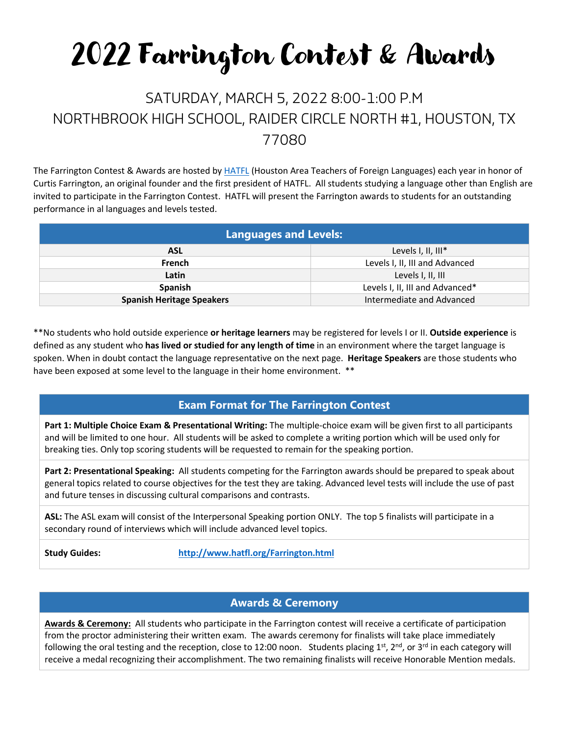# 2022 Farrington Contest & Awards

## SATURDAY, MARCH 5, 2022 8:00-1:00 P.M
## NORTHBROOK HIGH SCHOOL, RAIDER CIRCLE NORTH #1, HOUSTON, TX 77080

The Farrington Contest & Awards are hosted by HATFL (Houston Area Teachers of Foreign Languages) each year in honor of Curtis Farrington, an original founder and the first president of HATFL. All students studying a language other than English are invited to participate in the Farrington Contest. HATFL will present the Farrington awards to students for an outstanding performance in al languages and levels tested.

| Languages and Levels: | |
|---|---|
| **ASL** | Levels I, II, III* |
| **French** | Levels I, II, III and Advanced |
| **Latin** | Levels I, II, III |
| **Spanish** | Levels I, II, III and Advanced* |
| **Spanish Heritage Speakers** | Intermediate and Advanced |

**No students who hold outside experience **or heritage learners** may be registered for levels I or II. **Outside experience** is defined as any student who **has lived or studied for any length of time** in an environment where the target language is spoken. When in doubt contact the language representative on the next page. **Heritage Speakers** are those students who have been exposed at some level to the language in their home environment. **

### Exam Format for The Farrington Contest

**Part 1: Multiple Choice Exam & Presentational Writing:** The multiple-choice exam will be given first to all participants and will be limited to one hour. All students will be asked to complete a writing portion which will be used only for breaking ties. Only top scoring students will be requested to remain for the speaking portion.

**Part 2: Presentational Speaking:** All students competing for the Farrington awards should be prepared to speak about general topics related to course objectives for the test they are taking. Advanced level tests will include the use of past and future tenses in discussing cultural comparisons and contrasts.

**ASL:** The ASL exam will consist of the Interpersonal Speaking portion ONLY. The top 5 finalists will participate in a secondary round of interviews which will include advanced level topics.

**Study Guides:** **http://www.hatfl.org/Farrington.html**

### Awards & Ceremony

**Awards & Ceremony:** All students who participate in the Farrington contest will receive a certificate of participation from the proctor administering their written exam. The awards ceremony for finalists will take place immediately following the oral testing and the reception, close to 12:00 noon. Students placing 1st, 2nd, or 3rd in each category will receive a medal recognizing their accomplishment. The two remaining finalists will receive Honorable Mention medals.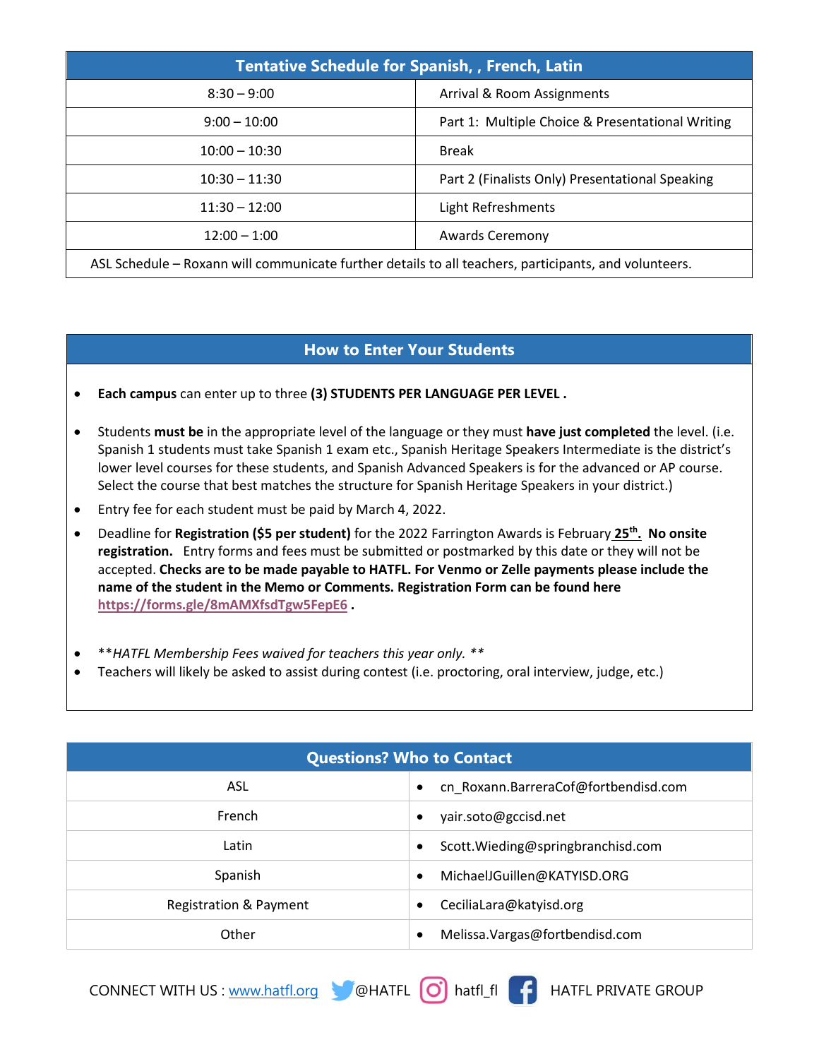| Tentative Schedule for Spanish, , French, Latin | |
|---|---|
| 8:30 – 9:00 | Arrival & Room Assignments |
| 9:00 – 10:00 | Part 1: Multiple Choice & Presentational Writing |
| 10:00 – 10:30 | Break |
| 10:30 – 11:30 | Part 2 (Finalists Only) Presentational Speaking |
| 11:30 – 12:00 | Light Refreshments |
| 12:00 – 1:00 | Awards Ceremony |
| ASL Schedule – Roxann will communicate further details to all teachers, participants, and volunteers. | |

## How to Enter Your Students

- **Each campus** can enter up to three **(3) STUDENTS PER LANGUAGE PER LEVEL .**
- Students **must be** in the appropriate level of the language or they must **have just completed** the level. (i.e. Spanish 1 students must take Spanish 1 exam etc., Spanish Heritage Speakers Intermediate is the district's lower level courses for these students, and Spanish Advanced Speakers is for the advanced or AP course. Select the course that best matches the structure for Spanish Heritage Speakers in your district.)
- Entry fee for each student must be paid by March 4, 2022.
- Deadline for **Registration ($5 per student)** for the 2022 Farrington Awards is February **25th.** **No onsite registration.** Entry forms and fees must be submitted or postmarked by this date or they will not be accepted. **Checks are to be made payable to HATFL. For Venmo or Zelle payments please include the name of the student in the Memo or Comments. Registration Form can be found here https://forms.gle/8mAMXfsdTgw5FepE6 .**
- ***\*HATFL Membership Fees waived for teachers this year only. \*\****
- Teachers will likely be asked to assist during contest (i.e. proctoring, oral interview, judge, etc.)

| Questions? Who to Contact | |
|---|---|
| ASL | cn_Roxann.BarreraCof@fortbendisd.com |
| French | yair.soto@gccisd.net |
| Latin | Scott.Wieding@springbranchisd.com |
| Spanish | MichaelJGuillen@KATYISD.ORG |
| Registration & Payment | CeciliaLara@katyisd.org |
| Other | Melissa.Vargas@fortbendisd.com |

CONNECT WITH US : www.hatfl.org @HATFL hatfl_fl HATFL PRIVATE GROUP